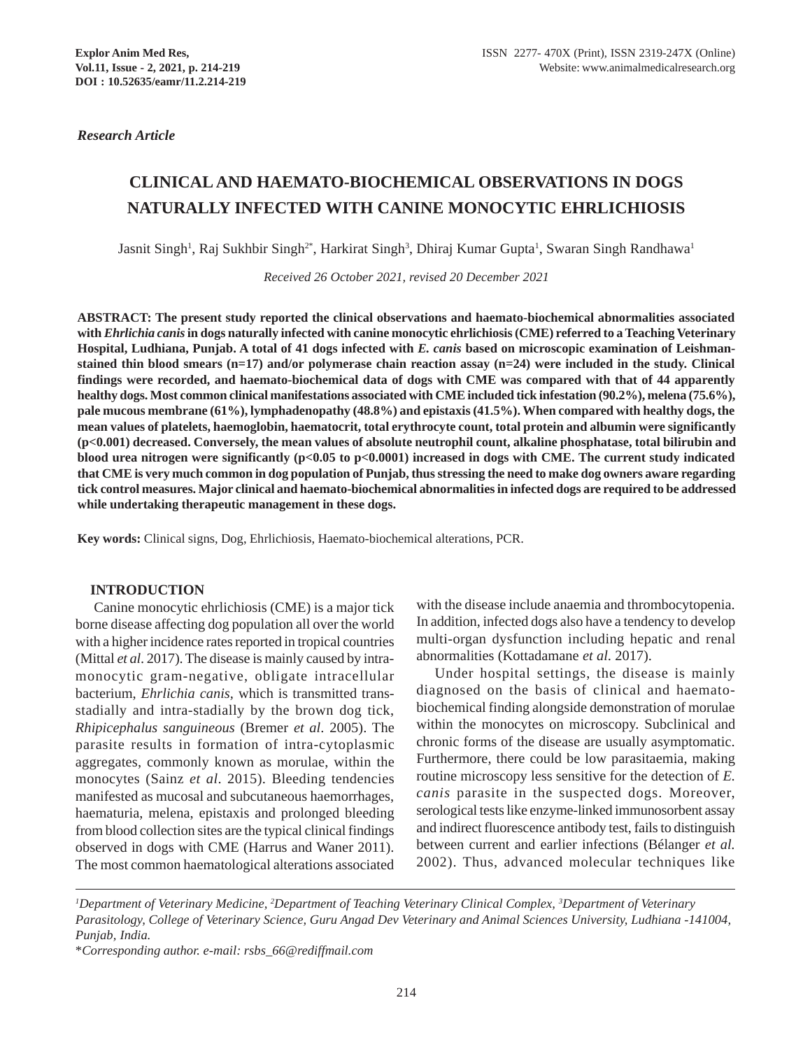*Research Article*

# CLINICAL AND HAEMATO-BIOCHEMICAL OBSERVATIONS IN DOGS NATURALLY INFECTED WITH CANINE MONOCYTIC EHRLICHIOSIS

Jasnit Singh[1], Raj Sukhbir Singh[2*], Harkirat Singh[3], Dhiraj Kumar Gupta[1], Swaran Singh Randhawa[1]

*Received 26 October 2021, revised 20 December 2021*

**ABSTRACT: The present study reported the clinical observations and haemato-biochemical abnormalities associated with *Ehrlichia canis* in dogs naturally infected with canine monocytic ehrlichiosis (CME) referred to a Teaching Veterinary Hospital, Ludhiana, Punjab. A total of 41 dogs infected with *E. canis* based on microscopic examination of Leishman-stained thin blood smears (n=17) and/or polymerase chain reaction assay (n=24) were included in the study. Clinical findings were recorded, and haemato-biochemical data of dogs with CME was compared with that of 44 apparently healthy dogs. Most common clinical manifestations associated with CME included tick infestation (90.2%), melena (75.6%), pale mucous membrane (61%), lymphadenopathy (48.8%) and epistaxis (41.5%). When compared with healthy dogs, the mean values of platelets, haemoglobin, haematocrit, total erythrocyte count, total protein and albumin were significantly (p<0.001) decreased. Conversely, the mean values of absolute neutrophil count, alkaline phosphatase, total bilirubin and blood urea nitrogen were significantly (p<0.05 to p<0.0001) increased in dogs with CME. The current study indicated that CME is very much common in dog population of Punjab, thus stressing the need to make dog owners aware regarding tick control measures. Major clinical and haemato-biochemical abnormalities in infected dogs are required to be addressed while undertaking therapeutic management in these dogs.**

**Key words:** Clinical signs, Dog, Ehrlichiosis, Haemato-biochemical alterations, PCR.

## INTRODUCTION

Canine monocytic ehrlichiosis (CME) is a major tick borne disease affecting dog population all over the world with a higher incidence rates reported in tropical countries (Mittal *et al*. 2017). The disease is mainly caused by intra-monocytic gram-negative, obligate intracellular bacterium, *Ehrlichia canis,* which is transmitted trans-stadially and intra-stadially by the brown dog tick, *Rhipicephalus sanguineous* (Bremer *et al*. 2005). The parasite results in formation of intra-cytoplasmic aggregates, commonly known as morulae, within the monocytes (Sainz *et al*. 2015). Bleeding tendencies manifested as mucosal and subcutaneous haemorrhages, haematuria, melena, epistaxis and prolonged bleeding from blood collection sites are the typical clinical findings observed in dogs with CME (Harrus and Waner 2011). The most common haematological alterations associated with the disease include anaemia and thrombocytopenia. In addition, infected dogs also have a tendency to develop multi-organ dysfunction including hepatic and renal abnormalities (Kottadamane *et al.* 2017).

Under hospital settings, the disease is mainly diagnosed on the basis of clinical and haemato-biochemical finding alongside demonstration of morulae within the monocytes on microscopy. Subclinical and chronic forms of the disease are usually asymptomatic. Furthermore, there could be low parasitaemia, making routine microscopy less sensitive for the detection of *E. canis* parasite in the suspected dogs. Moreover, serological tests like enzyme-linked immunosorbent assay and indirect fluorescence antibody test, fails to distinguish between current and earlier infections (Bélanger *et al.* 2002). Thus, advanced molecular techniques like

---

[1]*Department of Veterinary Medicine,* [2]*Department of Teaching Veterinary Clinical Complex,* [3]*Department of Veterinary Parasitology, College of Veterinary Science, Guru Angad Dev Veterinary and Animal Sciences University, Ludhiana -141004, Punjab, India.*

*\*Corresponding author. e-mail: rsbs_66@rediffmail.com*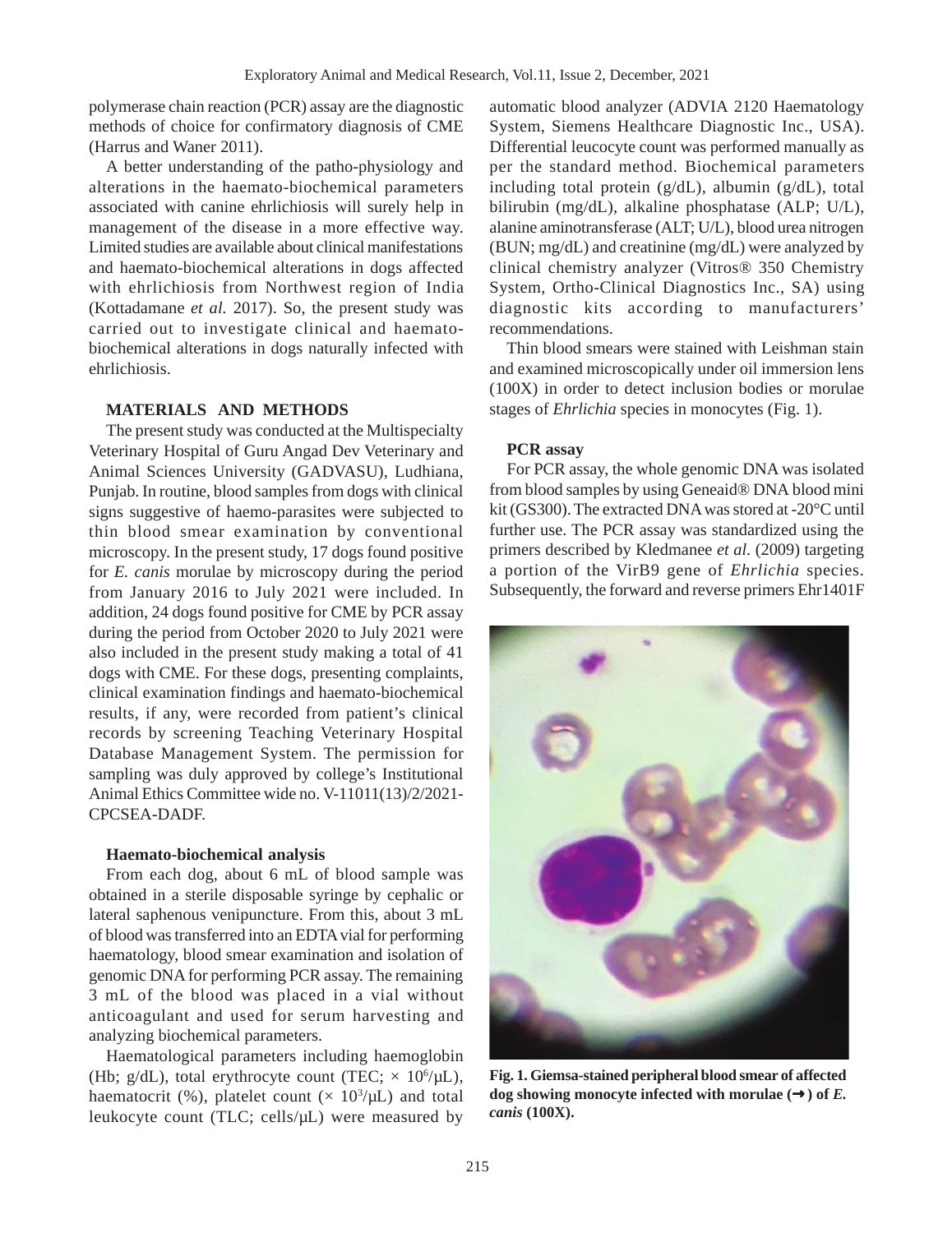polymerase chain reaction (PCR) assay are the diagnostic methods of choice for confirmatory diagnosis of CME (Harrus and Waner 2011).

A better understanding of the patho-physiology and alterations in the haemato-biochemical parameters associated with canine ehrlichiosis will surely help in management of the disease in a more effective way. Limited studies are available about clinical manifestations and haemato-biochemical alterations in dogs affected with ehrlichiosis from Northwest region of India (Kottadamane *et al.* 2017). So, the present study was carried out to investigate clinical and haemato-biochemical alterations in dogs naturally infected with ehrlichiosis.

## MATERIALS AND METHODS

The present study was conducted at the Multispecialty Veterinary Hospital of Guru Angad Dev Veterinary and Animal Sciences University (GADVASU), Ludhiana, Punjab. In routine, blood samples from dogs with clinical signs suggestive of haemo-parasites were subjected to thin blood smear examination by conventional microscopy. In the present study, 17 dogs found positive for *E. canis* morulae by microscopy during the period from January 2016 to July 2021 were included. In addition, 24 dogs found positive for CME by PCR assay during the period from October 2020 to July 2021 were also included in the present study making a total of 41 dogs with CME. For these dogs, presenting complaints, clinical examination findings and haemato-biochemical results, if any, were recorded from patient's clinical records by screening Teaching Veterinary Hospital Database Management System. The permission for sampling was duly approved by college's Institutional Animal Ethics Committee wide no. V-11011(13)/2/2021-CPCSEA-DADF.

### Haemato-biochemical analysis

From each dog, about 6 mL of blood sample was obtained in a sterile disposable syringe by cephalic or lateral saphenous venipuncture. From this, about 3 mL of blood was transferred into an EDTA vial for performing haematology, blood smear examination and isolation of genomic DNA for performing PCR assay. The remaining 3 mL of the blood was placed in a vial without anticoagulant and used for serum harvesting and analyzing biochemical parameters.

Haematological parameters including haemoglobin (Hb; g/dL), total erythrocyte count (TEC; $\times 10^6/\mu L$), haematocrit (%), platelet count ($\times 10^3/\mu L$) and total leukocyte count (TLC; cells/μL) were measured by automatic blood analyzer (ADVIA 2120 Haematology System, Siemens Healthcare Diagnostic Inc., USA). Differential leucocyte count was performed manually as per the standard method. Biochemical parameters including total protein (g/dL), albumin (g/dL), total bilirubin (mg/dL), alkaline phosphatase (ALP; U/L), alanine aminotransferase (ALT; U/L), blood urea nitrogen (BUN; mg/dL) and creatinine (mg/dL) were analyzed by clinical chemistry analyzer (Vitros® 350 Chemistry System, Ortho-Clinical Diagnostics Inc., SA) using diagnostic kits according to manufacturers' recommendations.

Thin blood smears were stained with Leishman stain and examined microscopically under oil immersion lens (100X) in order to detect inclusion bodies or morulae stages of *Ehrlichia* species in monocytes (Fig. 1).

### PCR assay

For PCR assay, the whole genomic DNA was isolated from blood samples by using Geneaid® DNA blood mini kit (GS300). The extracted DNA was stored at -20°C until further use. The PCR assay was standardized using the primers described by Kledmanee *et al.* (2009) targeting a portion of the VirB9 gene of *Ehrlichia* species. Subsequently, the forward and reverse primers Ehr1401F

**Fig. 1. Giemsa-stained peripheral blood smear of affected dog showing monocyte infected with morulae (→) of *E. canis* (100X).**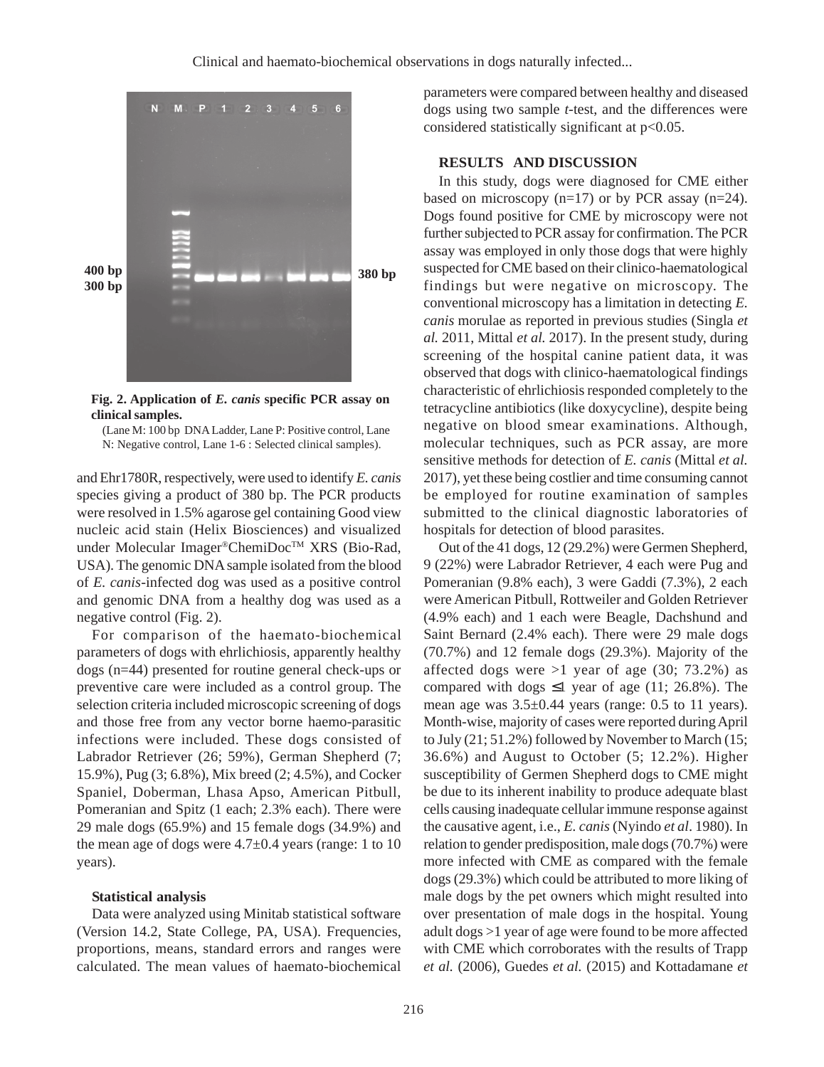N M P 1 2 3 4 5 6

400 bp
300 bp

380 bp

**Fig. 2. Application of *E. canis* specific PCR assay on clinical samples.**

(Lane M: 100 bp DNA Ladder, Lane P: Positive control, Lane N: Negative control, Lane 1-6 : Selected clinical samples).

and Ehr1780R, respectively, were used to identify *E. canis* species giving a product of 380 bp. The PCR products were resolved in 1.5% agarose gel containing Good view nucleic acid stain (Helix Biosciences) and visualized under Molecular Imager®ChemiDoc™ XRS (Bio-Rad, USA). The genomic DNA sample isolated from the blood of *E. canis*-infected dog was used as a positive control and genomic DNA from a healthy dog was used as a negative control (Fig. 2).

For comparison of the haemato-biochemical parameters of dogs with ehrlichiosis, apparently healthy dogs (n=44) presented for routine general check-ups or preventive care were included as a control group. The selection criteria included microscopic screening of dogs and those free from any vector borne haemo-parasitic infections were included. These dogs consisted of Labrador Retriever (26; 59%), German Shepherd (7; 15.9%), Pug (3; 6.8%), Mix breed (2; 4.5%), and Cocker Spaniel, Doberman, Lhasa Apso, American Pitbull, Pomeranian and Spitz (1 each; 2.3% each). There were 29 male dogs (65.9%) and 15 female dogs (34.9%) and the mean age of dogs were 4.7±0.4 years (range: 1 to 10 years).

### Statistical analysis

Data were analyzed using Minitab statistical software (Version 14.2, State College, PA, USA). Frequencies, proportions, means, standard errors and ranges were calculated. The mean values of haemato-biochemical parameters were compared between healthy and diseased dogs using two sample *t*-test, and the differences were considered statistically significant at $p<0.05$.

## RESULTS AND DISCUSSION

In this study, dogs were diagnosed for CME either based on microscopy (n=17) or by PCR assay (n=24). Dogs found positive for CME by microscopy were not further subjected to PCR assay for confirmation. The PCR assay was employed in only those dogs that were highly suspected for CME based on their clinico-haematological findings but were negative on microscopy. The conventional microscopy has a limitation in detecting *E. canis* morulae as reported in previous studies (Singla *et al.* 2011, Mittal *et al.* 2017). In the present study, during screening of the hospital canine patient data, it was observed that dogs with clinico-haematological findings characteristic of ehrlichiosis responded completely to the tetracycline antibiotics (like doxycycline), despite being negative on blood smear examinations. Although, molecular techniques, such as PCR assay, are more sensitive methods for detection of *E. canis* (Mittal *et al.* 2017), yet these being costlier and time consuming cannot be employed for routine examination of samples submitted to the clinical diagnostic laboratories of hospitals for detection of blood parasites.

Out of the 41 dogs, 12 (29.2%) were Germen Shepherd, 9 (22%) were Labrador Retriever, 4 each were Pug and Pomeranian (9.8% each), 3 were Gaddi (7.3%), 2 each were American Pitbull, Rottweiler and Golden Retriever (4.9% each) and 1 each were Beagle, Dachshund and Saint Bernard (2.4% each). There were 29 male dogs (70.7%) and 12 female dogs (29.3%). Majority of the affected dogs were >1 year of age (30; 73.2%) as compared with dogs ≤1 year of age (11; 26.8%). The mean age was 3.5±0.44 years (range: 0.5 to 11 years). Month-wise, majority of cases were reported during April to July (21; 51.2%) followed by November to March (15; 36.6%) and August to October (5; 12.2%). Higher susceptibility of Germen Shepherd dogs to CME might be due to its inherent inability to produce adequate blast cells causing inadequate cellular immune response against the causative agent, i.e., *E. canis* (Nyindo *et al*. 1980). In relation to gender predisposition, male dogs (70.7%) were more infected with CME as compared with the female dogs (29.3%) which could be attributed to more liking of male dogs by the pet owners which might resulted into over presentation of male dogs in the hospital. Young adult dogs >1 year of age were found to be more affected with CME which corroborates with the results of Trapp *et al.* (2006), Guedes *et al.* (2015) and Kottadamane *et*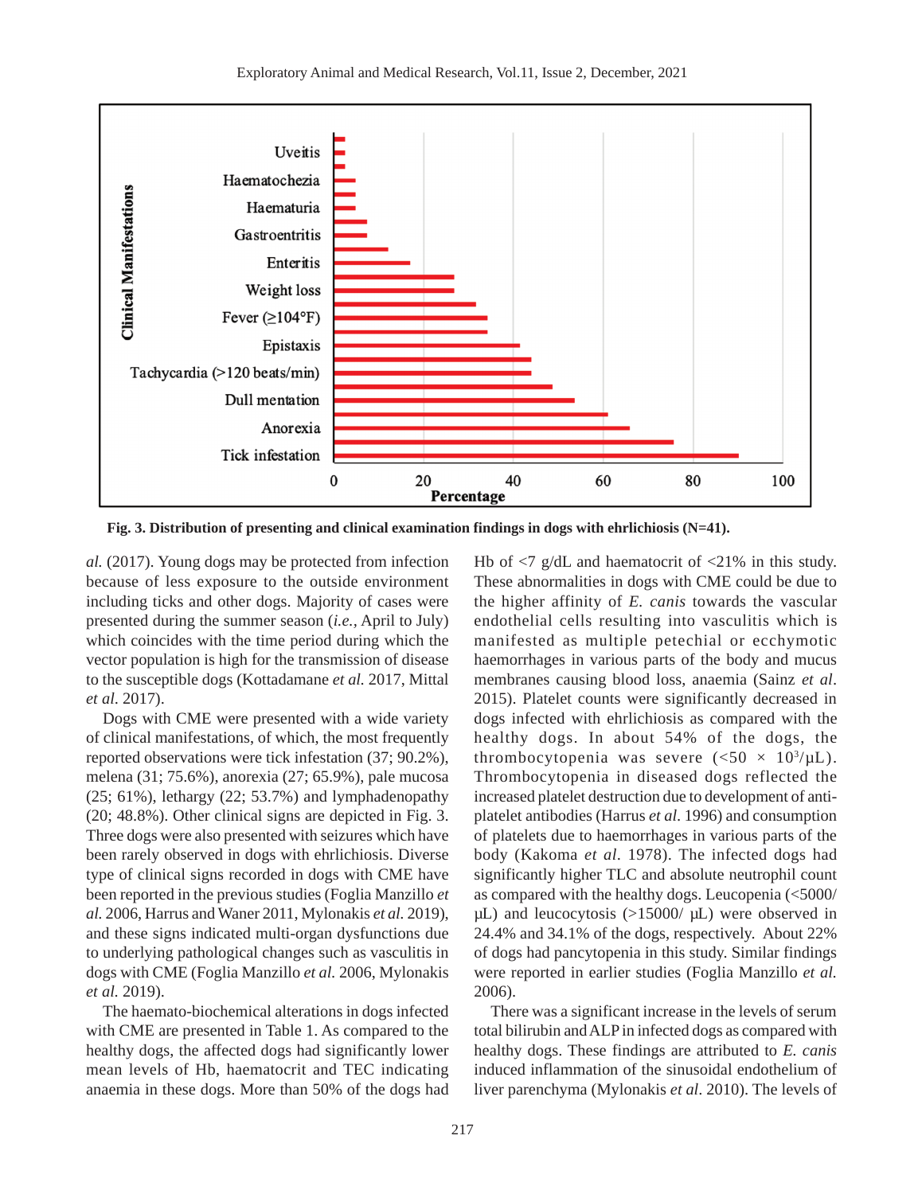Clinical Manifestations

Uveitis

Haematochezia

Haematuria

Gastroentritis

Enteritis

Weight loss

Fever (≥104°F)

Epistaxis

Tachycardia (>120 beats/min)

Dull mentation

Anorexia

Tick infestation

0 20 40 60 80 100

Percentage

**Fig. 3. Distribution of presenting and clinical examination findings in dogs with ehrlichiosis (N=41).**

*al.* (2017). Young dogs may be protected from infection because of less exposure to the outside environment including ticks and other dogs. Majority of cases were presented during the summer season (*i.e.*, April to July) which coincides with the time period during which the vector population is high for the transmission of disease to the susceptible dogs (Kottadamane *et al.* 2017, Mittal *et al.* 2017).

Dogs with CME were presented with a wide variety of clinical manifestations, of which, the most frequently reported observations were tick infestation (37; 90.2%), melena (31; 75.6%), anorexia (27; 65.9%), pale mucosa (25; 61%), lethargy (22; 53.7%) and lymphadenopathy (20; 48.8%). Other clinical signs are depicted in Fig. 3. Three dogs were also presented with seizures which have been rarely observed in dogs with ehrlichiosis. Diverse type of clinical signs recorded in dogs with CME have been reported in the previous studies (Foglia Manzillo *et al.* 2006, Harrus and Waner 2011, Mylonakis *et al.* 2019), and these signs indicated multi-organ dysfunctions due to underlying pathological changes such as vasculitis in dogs with CME (Foglia Manzillo *et al.* 2006, Mylonakis *et al.* 2019).

The haemato-biochemical alterations in dogs infected with CME are presented in Table 1. As compared to the healthy dogs, the affected dogs had significantly lower mean levels of Hb, haematocrit and TEC indicating anaemia in these dogs. More than 50% of the dogs had Hb of <7 g/dL and haematocrit of <21% in this study. These abnormalities in dogs with CME could be due to the higher affinity of *E. canis* towards the vascular endothelial cells resulting into vasculitis which is manifested as multiple petechial or ecchymotic haemorrhages in various parts of the body and mucus membranes causing blood loss, anaemia (Sainz *et al*. 2015). Platelet counts were significantly decreased in dogs infected with ehrlichiosis as compared with the healthy dogs. In about 54% of the dogs, the thrombocytopenia was severe ($<50 \times 10^3/\mu L$). Thrombocytopenia in diseased dogs reflected the increased platelet destruction due to development of anti-platelet antibodies (Harrus *et al*. 1996) and consumption of platelets due to haemorrhages in various parts of the body (Kakoma *et al*. 1978). The infected dogs had significantly higher TLC and absolute neutrophil count as compared with the healthy dogs. Leucopenia (<5000/ µL) and leucocytosis (>15000/ µL) were observed in 24.4% and 34.1% of the dogs, respectively. About 22% of dogs had pancytopenia in this study. Similar findings were reported in earlier studies (Foglia Manzillo *et al.* 2006).

There was a significant increase in the levels of serum total bilirubin and ALP in infected dogs as compared with healthy dogs. These findings are attributed to *E. canis* induced inflammation of the sinusoidal endothelium of liver parenchyma (Mylonakis *et al*. 2010). The levels of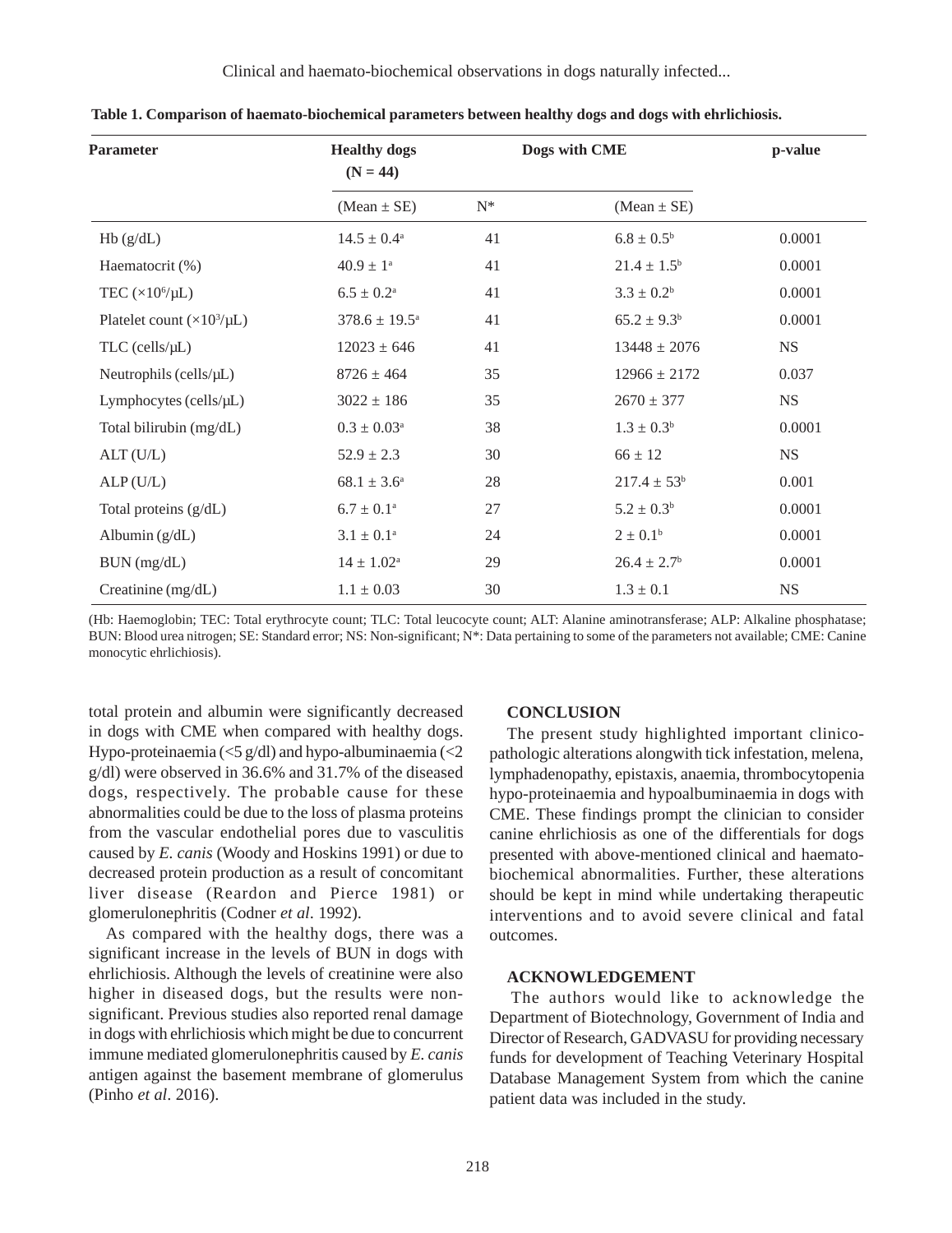**Table 1. Comparison of haemato-biochemical parameters between healthy dogs and dogs with ehrlichiosis.**

| Parameter | Healthy dogs (N = 44) | Dogs with CME | | p-value |
|---|---|---|---|---|
| | (Mean ± SE) | N* | (Mean ± SE) | |
| Hb (g/dL) | 14.5 ± 0.4[a] | 41 | 6.8 ± 0.5[b] | 0.0001 |
| Haematocrit (%) | 40.9 ± 1[a] | 41 | 21.4 ± 1.5[b] | 0.0001 |
| TEC ($\times10^6$/μL) | 6.5 ± 0.2[a] | 41 | 3.3 ± 0.2[b] | 0.0001 |
| Platelet count ($\times10^3$/μL) | 378.6 ± 19.5[a] | 41 | 65.2 ± 9.3[b] | 0.0001 |
| TLC (cells/μL) | 12023 ± 646 | 41 | 13448 ± 2076 | NS |
| Neutrophils (cells/μL) | 8726 ± 464 | 35 | 12966 ± 2172 | 0.037 |
| Lymphocytes (cells/μL) | 3022 ± 186 | 35 | 2670 ± 377 | NS |
| Total bilirubin (mg/dL) | 0.3 ± 0.03[a] | 38 | 1.3 ± 0.3[b] | 0.0001 |
| ALT (U/L) | 52.9 ± 2.3 | 30 | 66 ± 12 | NS |
| ALP (U/L) | 68.1 ± 3.6[a] | 28 | 217.4 ± 53[b] | 0.001 |
| Total proteins (g/dL) | 6.7 ± 0.1[a] | 27 | 5.2 ± 0.3[b] | 0.0001 |
| Albumin (g/dL) | 3.1 ± 0.1[a] | 24 | 2 ± 0.1[b] | 0.0001 |
| BUN (mg/dL) | 14 ± 1.02[a] | 29 | 26.4 ± 2.7[b] | 0.0001 |
| Creatinine (mg/dL) | 1.1 ± 0.03 | 30 | 1.3 ± 0.1 | NS |

(Hb: Haemoglobin; TEC: Total erythrocyte count; TLC: Total leucocyte count; ALT: Alanine aminotransferase; ALP: Alkaline phosphatase; BUN: Blood urea nitrogen; SE: Standard error; NS: Non-significant; N*: Data pertaining to some of the parameters not available; CME: Canine monocytic ehrlichiosis).

total protein and albumin were significantly decreased in dogs with CME when compared with healthy dogs. Hypo-proteinaemia (<5 g/dl) and hypo-albuminaemia (<2 g/dl) were observed in 36.6% and 31.7% of the diseased dogs, respectively. The probable cause for these abnormalities could be due to the loss of plasma proteins from the vascular endothelial pores due to vasculitis caused by *E. canis* (Woody and Hoskins 1991) or due to decreased protein production as a result of concomitant liver disease (Reardon and Pierce 1981) or glomerulonephritis (Codner *et al*. 1992).

As compared with the healthy dogs, there was a significant increase in the levels of BUN in dogs with ehrlichiosis. Although the levels of creatinine were also higher in diseased dogs, but the results were non-significant. Previous studies also reported renal damage in dogs with ehrlichiosis which might be due to concurrent immune mediated glomerulonephritis caused by *E. canis* antigen against the basement membrane of glomerulus (Pinho *et al*. 2016).

## CONCLUSION

The present study highlighted important clinico-pathologic alterations alongwith tick infestation, melena, lymphadenopathy, epistaxis, anaemia, thrombocytopenia hypo-proteinaemia and hypoalbuminaemia in dogs with CME. These findings prompt the clinician to consider canine ehrlichiosis as one of the differentials for dogs presented with above-mentioned clinical and haemato-biochemical abnormalities. Further, these alterations should be kept in mind while undertaking therapeutic interventions and to avoid severe clinical and fatal outcomes.

## ACKNOWLEDGEMENT

The authors would like to acknowledge the Department of Biotechnology, Government of India and Director of Research, GADVASU for providing necessary funds for development of Teaching Veterinary Hospital Database Management System from which the canine patient data was included in the study.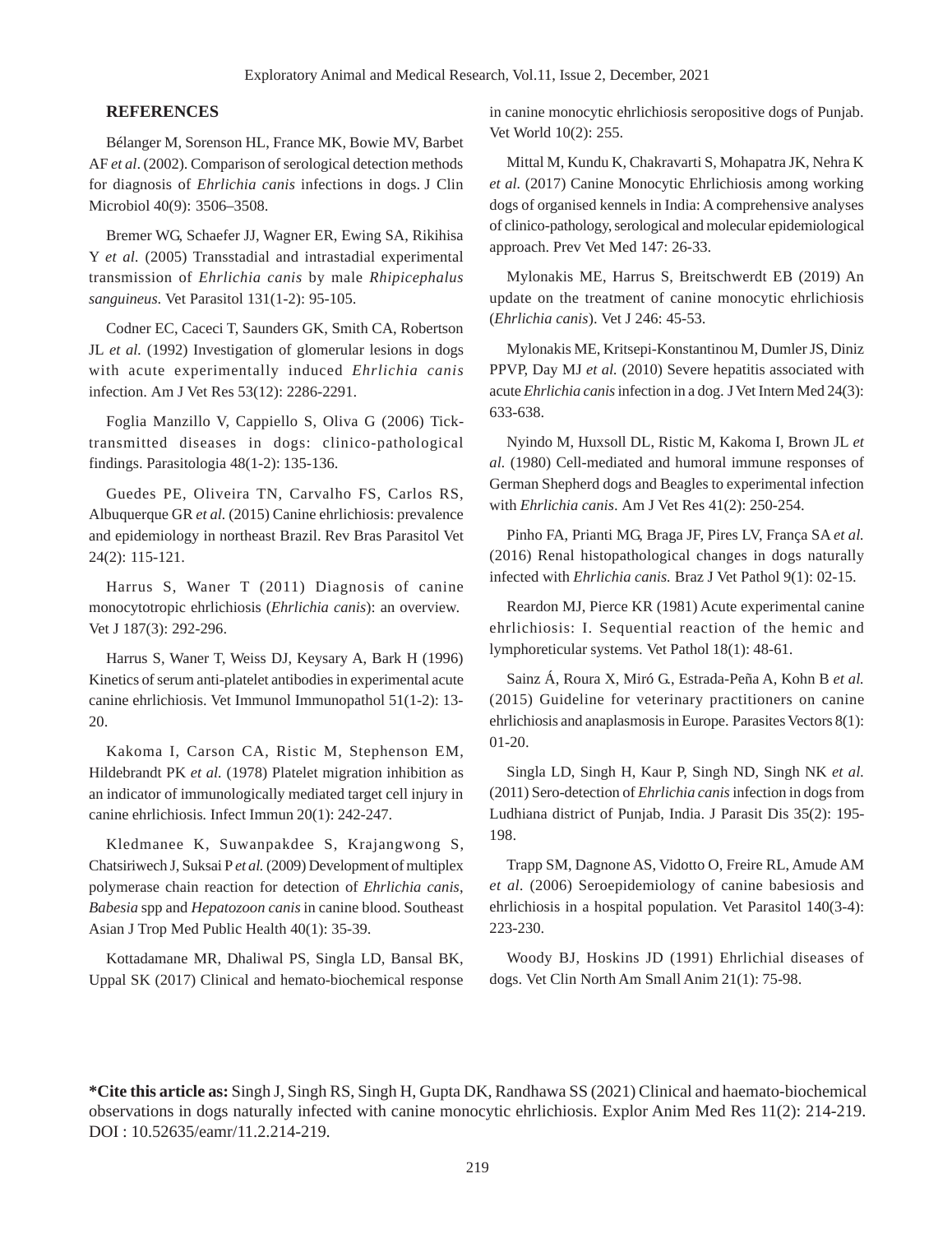## REFERENCES

Bélanger M, Sorenson HL, France MK, Bowie MV, Barbet AF *et al*. (2002). Comparison of serological detection methods for diagnosis of *Ehrlichia canis* infections in dogs. J Clin Microbiol 40(9): 3506–3508.

Bremer WG, Schaefer JJ, Wagner ER, Ewing SA, Rikihisa Y *et al.* (2005) Transstadial and intrastadial experimental transmission of *Ehrlichia canis* by male *Rhipicephalus sanguineus.* Vet Parasitol 131(1-2): 95-105.

Codner EC, Caceci T, Saunders GK, Smith CA, Robertson JL *et al.* (1992) Investigation of glomerular lesions in dogs with acute experimentally induced *Ehrlichia canis* infection. Am J Vet Res 53(12): 2286-2291.

Foglia Manzillo V, Cappiello S, Oliva G (2006) Tick-transmitted diseases in dogs: clinico-pathological findings. Parasitologia 48(1-2): 135-136.

Guedes PE, Oliveira TN, Carvalho FS, Carlos RS, Albuquerque GR *et al.* (2015) Canine ehrlichiosis: prevalence and epidemiology in northeast Brazil. Rev Bras Parasitol Vet 24(2): 115-121.

Harrus S, Waner T (2011) Diagnosis of canine monocytotropic ehrlichiosis (*Ehrlichia canis*): an overview. Vet J 187(3): 292-296.

Harrus S, Waner T, Weiss DJ, Keysary A, Bark H (1996) Kinetics of serum anti-platelet antibodies in experimental acute canine ehrlichiosis. Vet Immunol Immunopathol 51(1-2): 13-20.

Kakoma I, Carson CA, Ristic M, Stephenson EM, Hildebrandt PK *et al.* (1978) Platelet migration inhibition as an indicator of immunologically mediated target cell injury in canine ehrlichiosis. Infect Immun 20(1): 242-247.

Kledmanee K, Suwanpakdee S, Krajangwong S, Chatsiriwech J, Suksai P *et al.* (2009) Development of multiplex polymerase chain reaction for detection of *Ehrlichia canis*, *Babesia* spp and *Hepatozoon canis* in canine blood. Southeast Asian J Trop Med Public Health 40(1): 35-39.

Kottadamane MR, Dhaliwal PS, Singla LD, Bansal BK, Uppal SK (2017) Clinical and hemato-biochemical response in canine monocytic ehrlichiosis seropositive dogs of Punjab. Vet World 10(2): 255.

Mittal M, Kundu K, Chakravarti S, Mohapatra JK, Nehra K *et al.* (2017) Canine Monocytic Ehrlichiosis among working dogs of organised kennels in India: A comprehensive analyses of clinico-pathology, serological and molecular epidemiological approach. Prev Vet Med 147: 26-33.

Mylonakis ME, Harrus S, Breitschwerdt EB (2019) An update on the treatment of canine monocytic ehrlichiosis (*Ehrlichia canis*). Vet J 246: 45-53.

Mylonakis ME, Kritsepi-Konstantinou M, Dumler JS, Diniz PPVP, Day MJ *et al.* (2010) Severe hepatitis associated with acute *Ehrlichia canis* infection in a dog. J Vet Intern Med 24(3): 633-638.

Nyindo M, Huxsoll DL, Ristic M, Kakoma I, Brown JL *et al.* (1980) Cell-mediated and humoral immune responses of German Shepherd dogs and Beagles to experimental infection with *Ehrlichia canis*. Am J Vet Res 41(2): 250-254.

Pinho FA, Prianti MG, Braga JF, Pires LV, França SA *et al.* (2016) Renal histopathological changes in dogs naturally infected with *Ehrlichia canis.* Braz J Vet Pathol 9(1): 02-15.

Reardon MJ, Pierce KR (1981) Acute experimental canine ehrlichiosis: I. Sequential reaction of the hemic and lymphoreticular systems. Vet Pathol 18(1): 48-61.

Sainz Á, Roura X, Miró G., Estrada-Peña A, Kohn B *et al.* (2015) Guideline for veterinary practitioners on canine ehrlichiosis and anaplasmosis in Europe. Parasites Vectors 8(1): 01-20.

Singla LD, Singh H, Kaur P, Singh ND, Singh NK *et al.* (2011) Sero-detection of *Ehrlichia canis* infection in dogs from Ludhiana district of Punjab, India. J Parasit Dis 35(2): 195-198.

Trapp SM, Dagnone AS, Vidotto O, Freire RL, Amude AM *et al.* (2006) Seroepidemiology of canine babesiosis and ehrlichiosis in a hospital population. Vet Parasitol 140(3-4): 223-230.

Woody BJ, Hoskins JD (1991) Ehrlichial diseases of dogs. Vet Clin North Am Small Anim 21(1): 75-98.

**\*Cite this article as:** Singh J, Singh RS, Singh H, Gupta DK, Randhawa SS (2021) Clinical and haemato-biochemical observations in dogs naturally infected with canine monocytic ehrlichiosis. Explor Anim Med Res 11(2): 214-219. DOI : 10.52635/eamr/11.2.214-219.